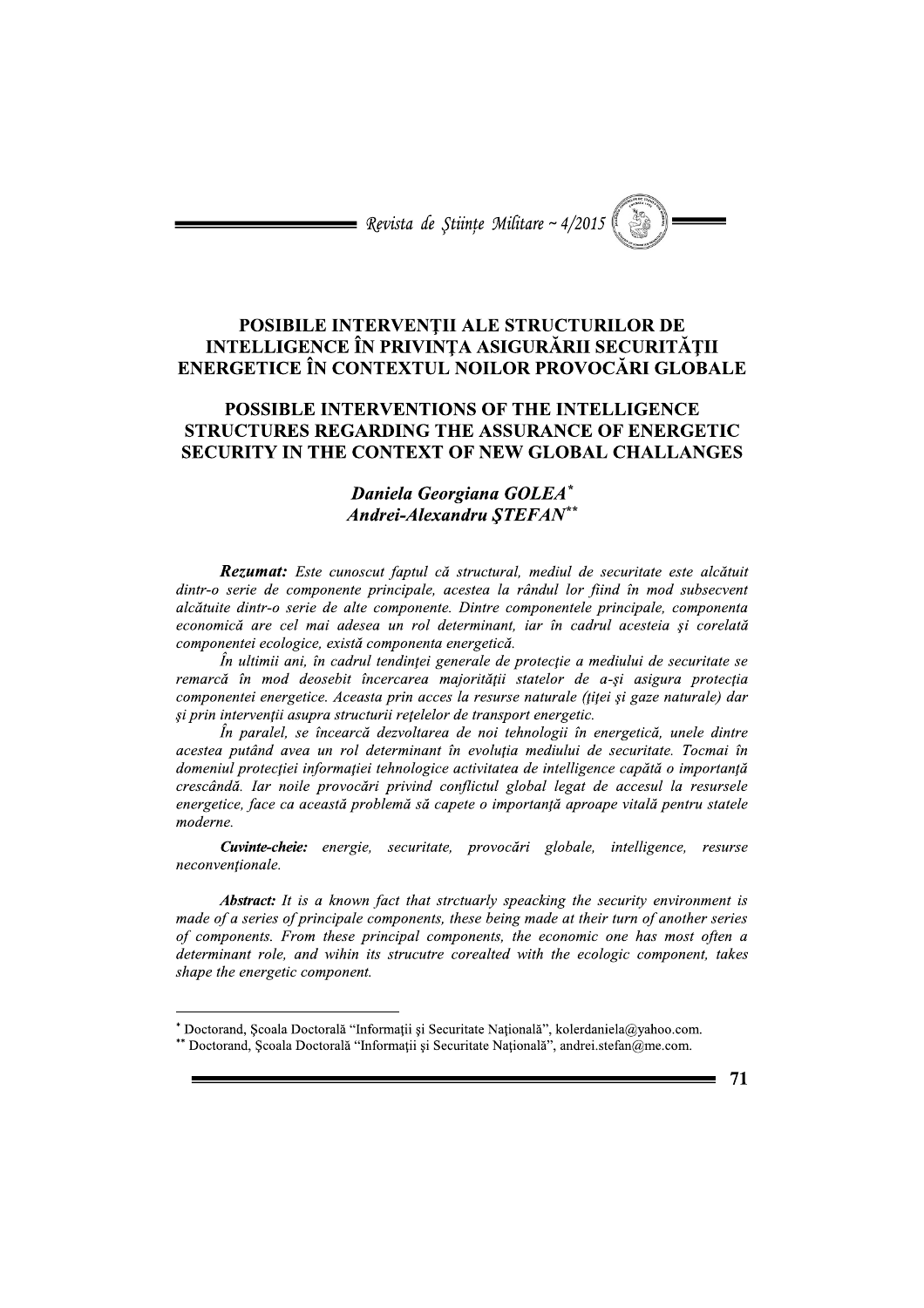# POSIBILE INTERVENȚII ALE STRUCTURILOR DE INTELLIGENCE ÎN PRIVINȚA ASIGURĂRII SECURITĂȚII ENERGETICE ÎN CONTEXTUL NOILOR PROVOCĂRI GLOBALE

# POSSIBLE INTERVENTIONS OF THE INTELLIGENCE STRUCTURES REGARDING THE ASSURANCE OF ENERGETIC SECURITY IN THE CONTEXT OF NEW GLOBAL CHALLANGES

**Daniela Georgiana GOLEA**[*]
**Andrei-Alexandru ȘTEFAN**[**]

***Rezumat:*** *Este cunoscut faptul că structural, mediul de securitate este alcătuit dintr-o serie de componente principale, acestea la rândul lor fiind în mod subsecvent alcătuite dintr-o serie de alte componente. Dintre componentele principale, componenta economică are cel mai adesea un rol determinant, iar în cadrul acesteia și corelată componentei ecologice, există componenta energetică.*

*În ultimii ani, în cadrul tendinței generale de protecție a mediului de securitate se remarcă în mod deosebit încercarea majorității statelor de a-și asigura protecția componentei energetice. Aceasta prin acces la resurse naturale (țiței și gaze naturale) dar și prin intervenții asupra structurii rețelelor de transport energetic.*

*În paralel, se încearcă dezvoltarea de noi tehnologii în energetică, unele dintre acestea putând avea un rol determinant în evoluția mediului de securitate. Tocmai în domeniul protecției informației tehnologice activitatea de intelligence capătă o importanță crescândă. Iar noile provocări privind conflictul global legat de accesul la resursele energetice, face ca această problemă să capete o importanță aproape vitală pentru statele moderne.*

***Cuvinte-cheie:*** *energie, securitate, provocări globale, intelligence, resurse neconvenționale.*

***Abstract:*** *It is a known fact that strctuarly speacking the security environment is made of a series of principale components, these being made at their turn of another series of components. From these principal components, the economic one has most often a determinant role, and wihin its strucutre corealted with the ecologic component, takes shape the energetic component.*

---

[*] Doctorand, Școala Doctorală "Informații și Securitate Națională", kolerdaniela@yahoo.com.

[**] Doctorand, Școala Doctorală "Informații și Securitate Națională", andrei.stefan@me.com.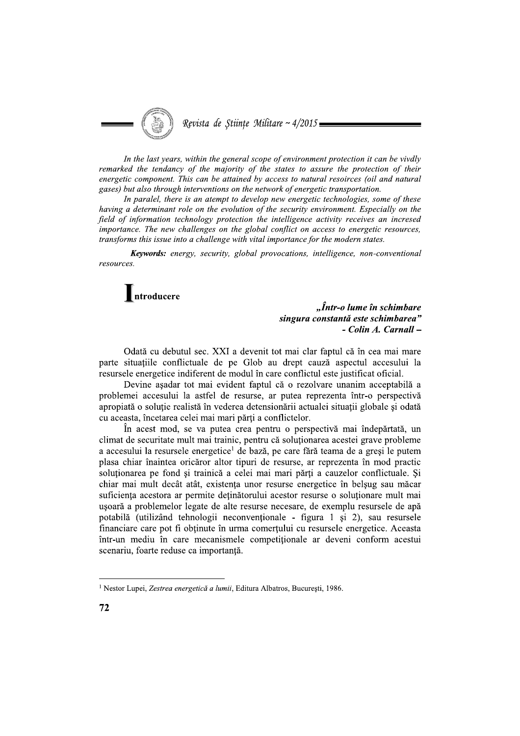*In the last years, within the general scope of environment protection it can be vivdly remarked the tendancy of the majority of the states to assure the protection of their energetic component. This can be attained by access to natural resoirces (oil and natural gases) but also through interventions on the network of energetic transportation.*

*In paralel, there is an atempt to develop new energetic technologies, some of these having a determinant role on the evolution of the security environment. Especially on the field of information technology protection the intelligence activity receives an incresed importance. The new challenges on the global conflict on access to energetic resources, transforms this issue into a challenge with vital importance for the modern states.*

***Keywords:*** *energy, security, global provocations, intelligence, non-conventional resources.*

## Introducere

> ***„Într-o lume în schimbare***
> ***singura constantă este schimbarea"***
> ***- Colin A. Carnall –***

Odată cu debutul sec. XXI a devenit tot mai clar faptul că în cea mai mare parte situațiile conflictuale de pe Glob au drept cauză aspectul accesului la resursele energetice indiferent de modul în care conflictul este justificat oficial.

Devine așadar tot mai evident faptul că o rezolvare unanim acceptabilă a problemei accesului la astfel de resurse, ar putea reprezenta într-o perspectivă apropiată o soluție realistă în vederea detensionării actualei situații globale și odată cu aceasta, încetarea celei mai mari părți a conflictelor.

În acest mod, se va putea crea pentru o perspectivă mai îndepărtată, un climat de securitate mult mai trainic, pentru că soluționarea acestei grave probleme a accesului la resursele energetice[1] de bază, pe care fără teama de a greși le putem plasa chiar înaintea oricăror altor tipuri de resurse, ar reprezenta în mod practic soluționarea pe fond și trainică a celei mai mari părți a cauzelor conflictuale. Și chiar mai mult decât atât, existența unor resurse energetice în belșug sau măcar suficiența acestora ar permite deținătorului acestor resurse o soluționare mult mai ușoară a problemelor legate de alte resurse necesare, de exemplu resursele de apă potabilă (utilizând tehnologii neconvenționale - figura 1 și 2), sau resursele financiare care pot fi obținute în urma comerțului cu resursele energetice. Aceasta într-un mediu în care mecanismele competiționale ar deveni conform acestui scenariu, foarte reduse ca importanță.

---

[1] Nestor Lupei, *Zestrea energetică a lumii*, Editura Albatros, București, 1986.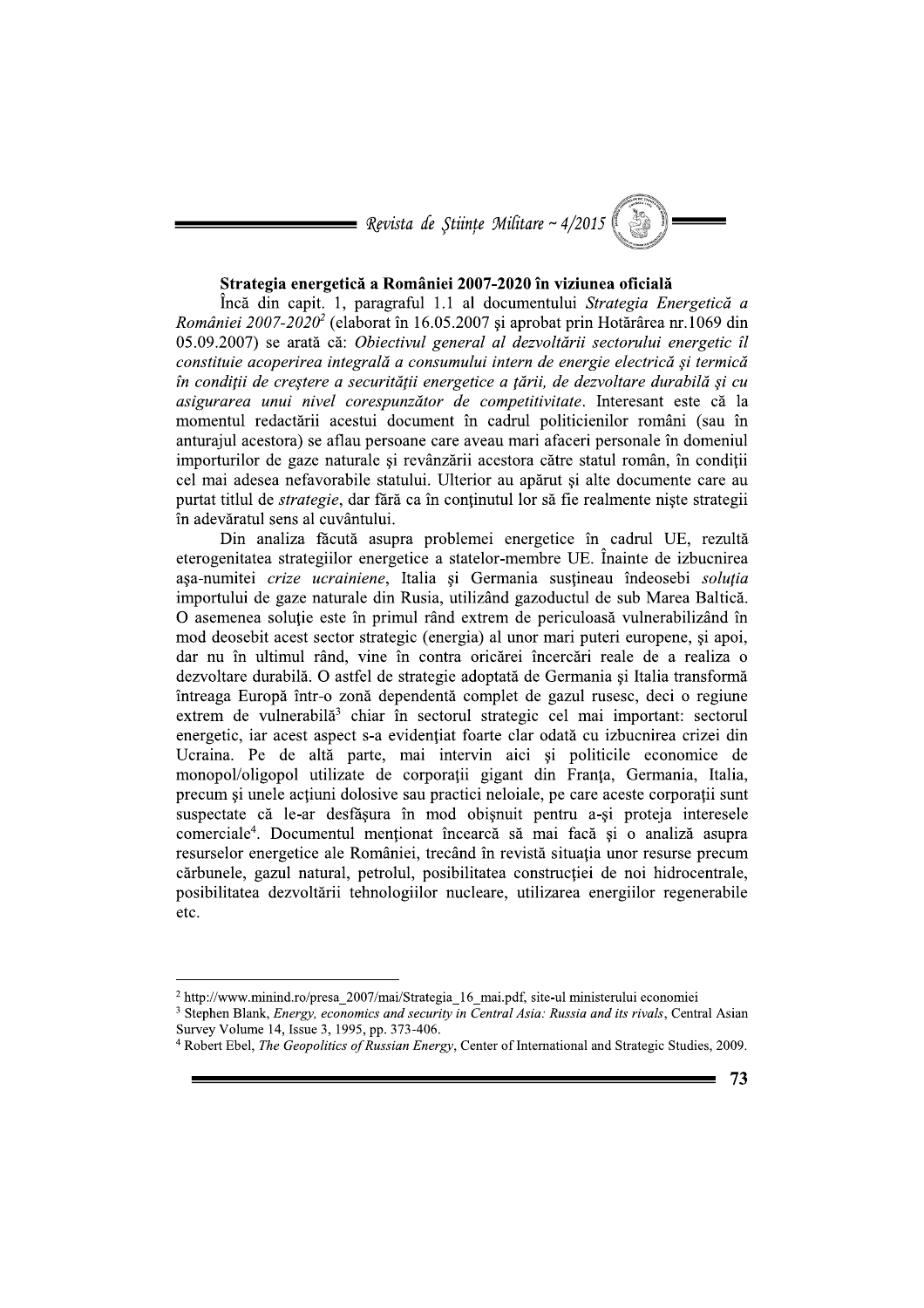**Strategia energetică a României 2007-2020 în viziunea oficială**

Încă din capit. 1, paragraful 1.1 al documentului *Strategia Energetică a României 2007-2020*[2] (elaborat în 16.05.2007 şi aprobat prin Hotărârea nr.1069 din 05.09.2007) se arată că: *Obiectivul general al dezvoltării sectorului energetic îl constituie acoperirea integrală a consumului intern de energie electrică şi termică în condiţii de creştere a securităţii energetice a ţării, de dezvoltare durabilă şi cu asigurarea unui nivel corespunzător de competitivitate*. Interesant este că la momentul redactării acestui document în cadrul politicienilor români (sau în anturajul acestora) se aflau persoane care aveau mari afaceri personale în domeniul importurilor de gaze naturale şi revânzării acestora către statul român, în condiţii cel mai adesea nefavorabile statului. Ulterior au apărut şi alte documente care au purtat titlul de *strategie*, dar fără ca în conţinutul lor să fie realmente nişte strategii în adevăratul sens al cuvântului.

Din analiza făcută asupra problemei energetice în cadrul UE, rezultă eterogenitatea strategiilor energetice a statelor-membre UE. Înainte de izbucnirea aşa-numitei *crize ucrainiene*, Italia şi Germania susţineau îndeosebi *soluţia* importului de gaze naturale din Rusia, utilizând gazoductul de sub Marea Baltică. O asemenea soluţie este în primul rând extrem de periculoasă vulnerabilizând în mod deosebit acest sector strategic (energia) al unor mari puteri europene, şi apoi, dar nu în ultimul rând, vine în contra oricărei încercări reale de a realiza o dezvoltare durabilă. O astfel de strategie adoptată de Germania şi Italia transformă întreaga Europă într-o zonă dependentă complet de gazul rusesc, deci o regiune extrem de vulnerabilă[3] chiar în sectorul strategic cel mai important: sectorul energetic, iar acest aspect s-a evidenţiat foarte clar odată cu izbucnirea crizei din Ucraina. Pe de altă parte, mai intervin aici şi politicile economice de monopol/oligopol utilizate de corporaţii gigant din Franţa, Germania, Italia, precum şi unele acţiuni dolosive sau practici neloiale, pe care aceste corporaţii sunt suspectate că le-ar desfăşura în mod obişnuit pentru a-şi proteja interesele comerciale[4]. Documentul menţionat încearcă să mai facă şi o analiză asupra resurselor energetice ale României, trecând în revistă situaţia unor resurse precum cărbunele, gazul natural, petrolul, posibilitatea construcţiei de noi hidrocentrale, posibilitatea dezvoltării tehnologiilor nucleare, utilizarea energiilor regenerabile etc.

---

[2] http://www.minind.ro/presa_2007/mai/Strategia_16_mai.pdf, site-ul ministerului economiei

[3] Stephen Blank, *Energy, economics and security in Central Asia: Russia and its rivals*, Central Asian Survey Volume 14, Issue 3, 1995, pp. 373-406.

[4] Robert Ebel, *The Geopolitics of Russian Energy*, Center of International and Strategic Studies, 2009.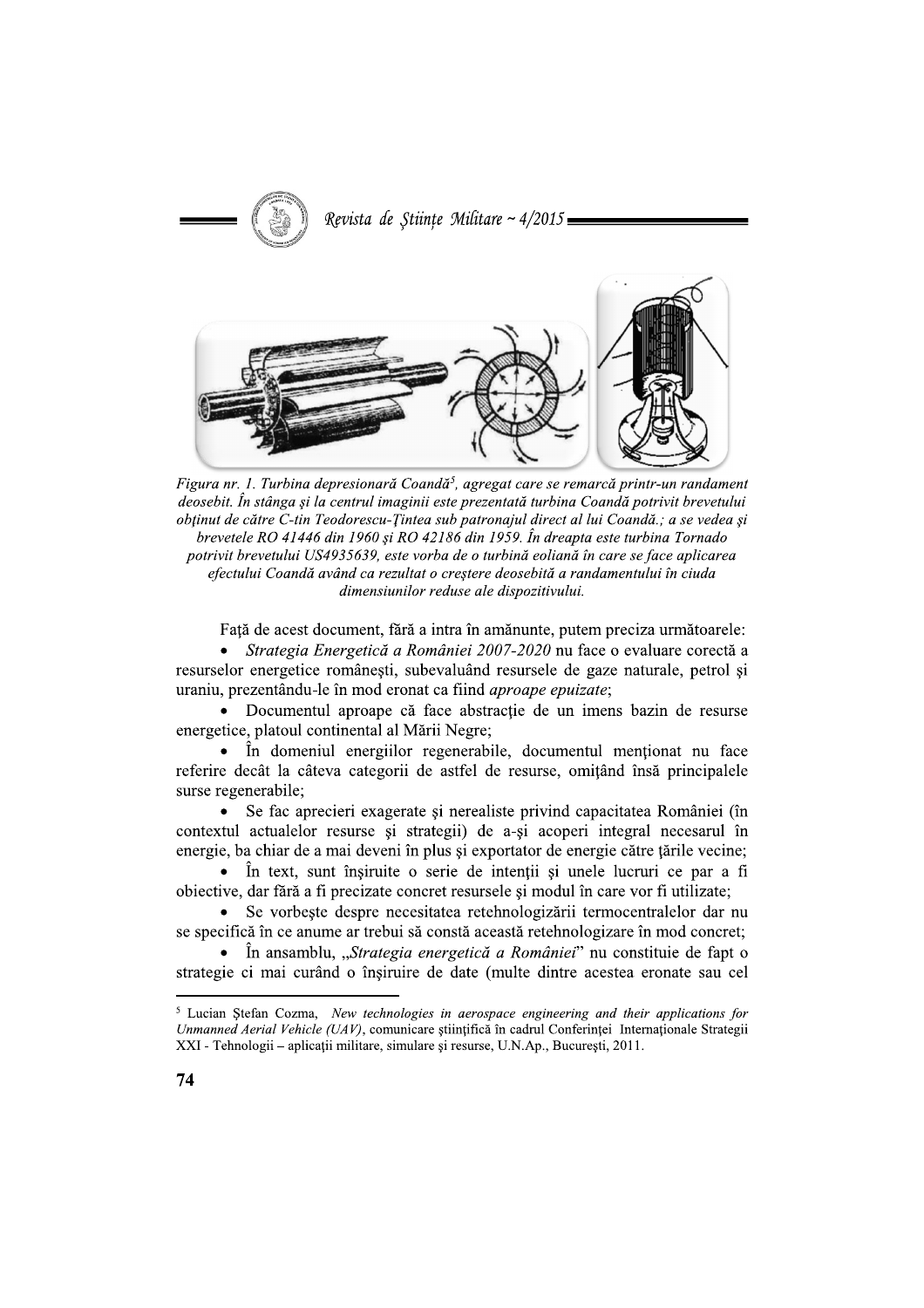*Figura nr. 1. Turbina depresionară Coandă[5], agregat care se remarcă printr-un randament deosebit. În stânga și la centrul imaginii este prezentată turbina Coandă potrivit brevetului obținut de către C-tin Teodorescu-Țintea sub patronajul direct al lui Coandă.; a se vedea și brevetele RO 41446 din 1960 și RO 42186 din 1959. În dreapta este turbina Tornado potrivit brevetului US4935639, este vorba de o turbină eoliană în care se face aplicarea efectului Coandă având ca rezultat o creștere deosebită a randamentului în ciuda dimensiunilor reduse ale dispozitivului.*

Față de acest document, fără a intra în amănunte, putem preciza următoarele:

- *Strategia Energetică a României 2007-2020* nu face o evaluare corectă a resurselor energetice românești, subevaluând resursele de gaze naturale, petrol și uraniu, prezentându-le în mod eronat ca fiind *aproape epuizate*;
- Documentul aproape că face abstracție de un imens bazin de resurse energetice, platoul continental al Mării Negre;
- În domeniul energiilor regenerabile, documentul menționat nu face referire decât la câteva categorii de astfel de resurse, omițând însă principalele surse regenerabile;
- Se fac aprecieri exagerate și nerealiste privind capacitatea României (în contextul actualelor resurse și strategii) de a-și acoperi integral necesarul în energie, ba chiar de a mai deveni în plus și exportator de energie către țările vecine;
- În text, sunt înșiruite o serie de intenții și unele lucruri ce par a fi obiective, dar fără a fi precizate concret resursele și modul în care vor fi utilizate;
- Se vorbește despre necesitatea retehnologizării termocentralelor dar nu se specifică în ce anume ar trebui să constă această retehnologizare în mod concret;
- În ansamblu, „*Strategia energetică a României*" nu constituie de fapt o strategie ci mai curând o înșiruire de date (multe dintre acestea eronate sau cel

---

[5] Lucian Ștefan Cozma, *New technologies in aerospace engineering and their applications for Unmanned Aerial Vehicle (UAV)*, comunicare științifică în cadrul Conferinței Internaționale Strategii XXI - Tehnologii – aplicații militare, simulare și resurse, U.N.Ap., București, 2011.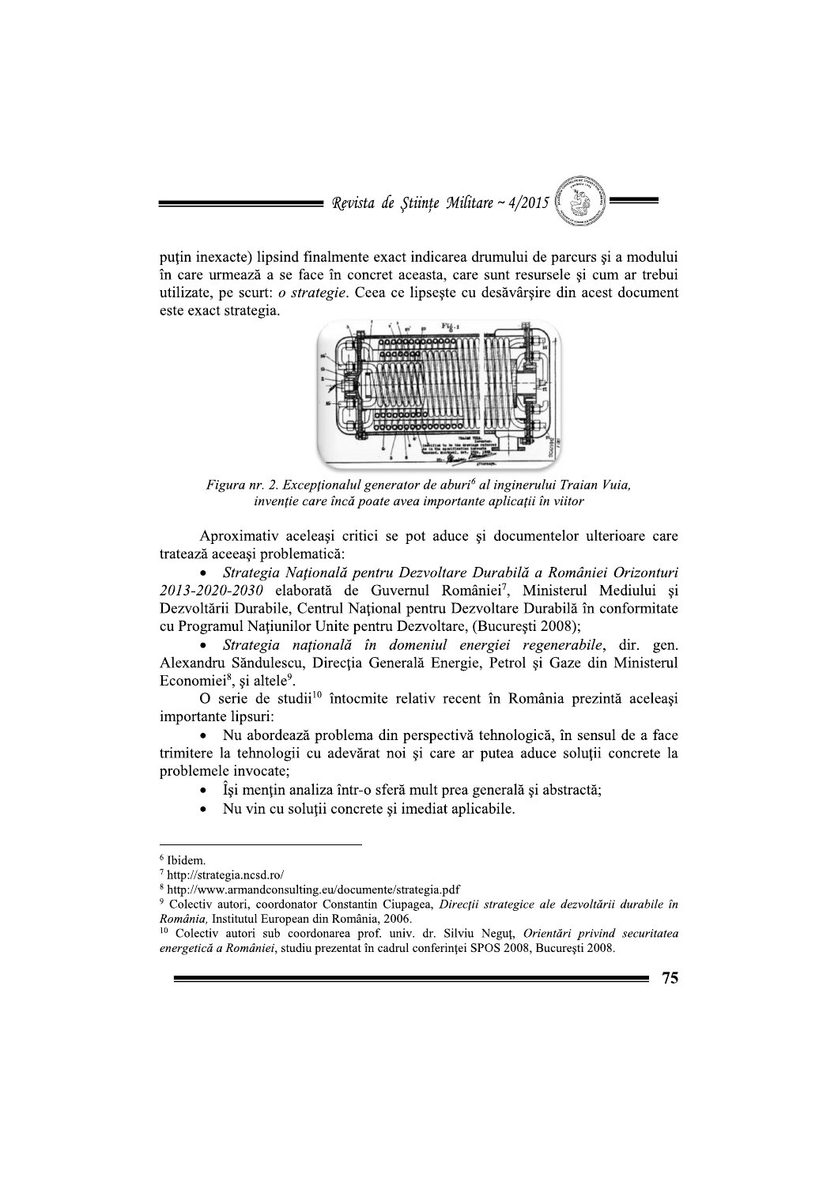puţin inexacte) lipsind finalmente exact indicarea drumului de parcurs şi a modului în care urmează a se face în concret aceasta, care sunt resursele şi cum ar trebui utilizate, pe scurt: *o strategie*. Ceea ce lipseşte cu desăvârşire din acest document este exact strategia.

*Figura nr. 2. Excepţionalul generator de aburi[6] al inginerului Traian Vuia, invenţie care încă poate avea importante aplicaţii în viitor*

Aproximativ aceleaşi critici se pot aduce şi documentelor ulterioare care tratează aceeaşi problematică:

- *Strategia Naţională pentru Dezvoltare Durabilă a României Orizonturi 2013-2020-2030* elaborată de Guvernul României[7], Ministerul Mediului şi Dezvoltării Durabile, Centrul Naţional pentru Dezvoltare Durabilă în conformitate cu Programul Naţiunilor Unite pentru Dezvoltare, (Bucureşti 2008);
- *Strategia naţională în domeniul energiei regenerabile*, dir. gen. Alexandru Săndulescu, Direcţia Generală Energie, Petrol şi Gaze din Ministerul Economiei[8], şi altele[9].

O serie de studii[10] întocmite relativ recent în România prezintă aceleaşi importante lipsuri:

- Nu abordează problema din perspectivă tehnologică, în sensul de a face trimitere la tehnologii cu adevărat noi şi care ar putea aduce soluţii concrete la problemele invocate;
- Îşi menţin analiza într-o sferă mult prea generală şi abstractă;
- Nu vin cu soluţii concrete şi imediat aplicabile.

---

[6] Ibidem.

[7] http://strategia.ncsd.ro/

[8] http://www.armandconsulting.eu/documente/strategia.pdf

[9] Colectiv autori, coordonator Constantin Ciupagea, *Direcţii strategice ale dezvoltării durabile în România*, Institutul European din România, 2006.

[10] Colectiv autori sub coordonarea prof. univ. dr. Silviu Neguţ, *Orientări privind securitatea energetică a României*, studiu prezentat în cadrul conferinţei SPOS 2008, Bucureşti 2008.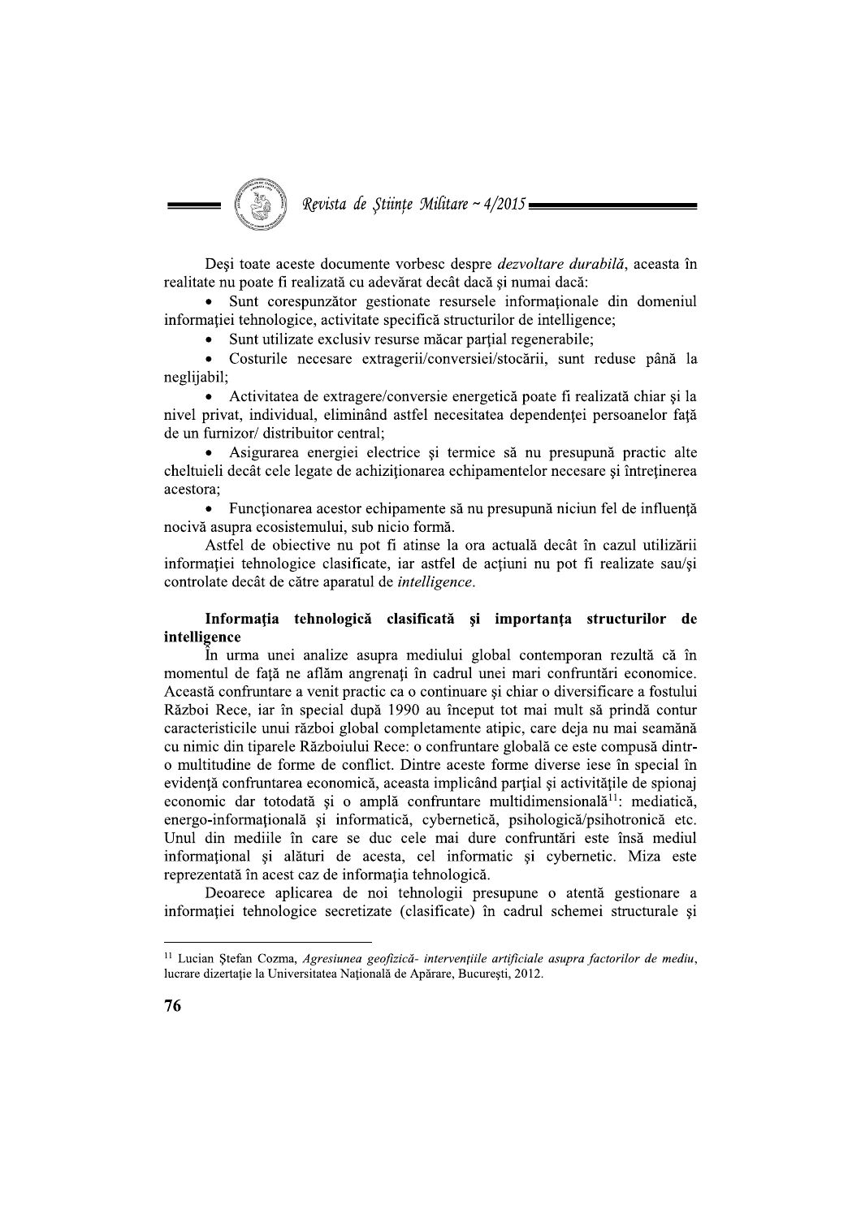Deși toate aceste documente vorbesc despre *dezvoltare durabilă*, aceasta în realitate nu poate fi realizată cu adevărat decât dacă și numai dacă:

- Sunt corespunzător gestionate resursele informaționale din domeniul informației tehnologice, activitate specifică structurilor de intelligence;
- Sunt utilizate exclusiv resurse măcar parțial regenerabile;
- Costurile necesare extragerii/conversiei/stocării, sunt reduse până la neglijabil;
- Activitatea de extragere/conversie energetică poate fi realizată chiar și la nivel privat, individual, eliminând astfel necesitatea dependenței persoanelor față de un furnizor/ distribuitor central;
- Asigurarea energiei electrice și termice să nu presupună practic alte cheltuieli decât cele legate de achiziționarea echipamentelor necesare și întreținerea acestora;
- Funcționarea acestor echipamente să nu presupună niciun fel de influență nocivă asupra ecosistemului, sub nicio formă.

Astfel de obiective nu pot fi atinse la ora actuală decât în cazul utilizării informației tehnologice clasificate, iar astfel de acțiuni nu pot fi realizate sau/și controlate decât de către aparatul de *intelligence*.

**Informația tehnologică clasificată și importanța structurilor de intelligence**

În urma unei analize asupra mediului global contemporan rezultă că în momentul de față ne aflăm angrenați în cadrul unei mari confruntări economice. Această confruntare a venit practic ca o continuare și chiar o diversificare a fostului Război Rece, iar în special după 1990 au început tot mai mult să prindă contur caracteristicile unui război global completamente atipic, care deja nu mai seamănă cu nimic din tiparele Războiului Rece: o confruntare globală ce este compusă dintr-o multitudine de forme de conflict. Dintre aceste forme diverse iese în special în evidență confruntarea economică, aceasta implicând parțial și activitățile de spionaj economic dar totodată și o amplă confruntare multidimensională[11]: mediatică, energo-informațională și informatică, cybernetică, psihologică/psihotronică etc. Unul din mediile în care se duc cele mai dure confruntări este însă mediul informațional și alături de acesta, cel informatic și cybernetic. Miza este reprezentată în acest caz de informația tehnologică.

Deoarece aplicarea de noi tehnologii presupune o atentă gestionare a informației tehnologice secretizate (clasificate) în cadrul schemei structurale și

---

[11] Lucian Ștefan Cozma, *Agresiunea geofizică- intervențiile artificiale asupra factorilor de mediu*, lucrare dizertație la Universitatea Națională de Apărare, București, 2012.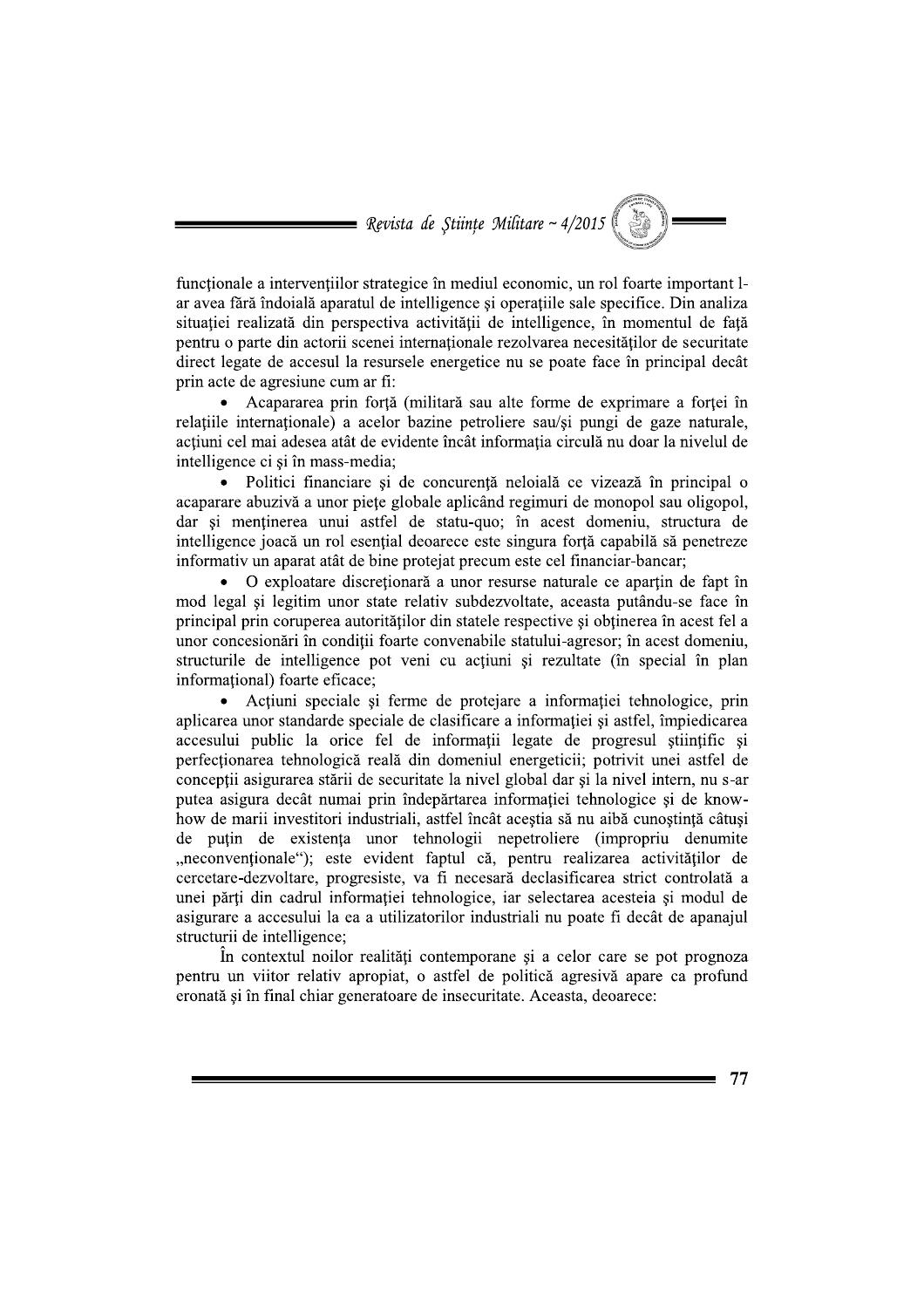funcționale a intervențiilor strategice în mediul economic, un rol foarte important l-ar avea fără îndoială aparatul de intelligence și operațiile sale specifice. Din analiza situației realizată din perspectiva activității de intelligence, în momentul de față pentru o parte din actorii scenei internaționale rezolvarea necesităților de securitate direct legate de accesul la resursele energetice nu se poate face în principal decât prin acte de agresiune cum ar fi:

- Acapararea prin forță (militară sau alte forme de exprimare a forței în relațiile internaționale) a acelor bazine petroliere sau/și pungi de gaze naturale, acțiuni cel mai adesea atât de evidente încât informația circulă nu doar la nivelul de intelligence ci și în mass-media;
- Politici financiare și de concurență neloială ce vizează în principal o acaparare abuzivă a unor piețe globale aplicând regimuri de monopol sau oligopol, dar și menținerea unui astfel de statu-quo; în acest domeniu, structura de intelligence joacă un rol esențial deoarece este singura forță capabilă să penetreze informativ un aparat atât de bine protejat precum este cel financiar-bancar;
- O exploatare discreționară a unor resurse naturale ce aparțin de fapt în mod legal și legitim unor state relativ subdezvoltate, aceasta putându-se face în principal prin coruperea autorităților din statele respective și obținerea în acest fel a unor concesionări în condiții foarte convenabile statului-agresor; în acest domeniu, structurile de intelligence pot veni cu acțiuni și rezultate (în special în plan informațional) foarte eficace;
- Acțiuni speciale și ferme de protejare a informației tehnologice, prin aplicarea unor standarde speciale de clasificare a informației și astfel, împiedicarea accesului public la orice fel de informații legate de progresul științific și perfecționarea tehnologică reală din domeniul energeticii; potrivit unei astfel de concepții asigurarea stării de securitate la nivel global dar și la nivel intern, nu s-ar putea asigura decât numai prin îndepărtarea informației tehnologice și de know-how de marii investitori industriali, astfel încât aceștia să nu aibă cunoștință câtuși de puțin de existența unor tehnologii nepetroliere (impropriu denumite „neconvenționale"); este evident faptul că, pentru realizarea activităților de cercetare-dezvoltare, progresiste, va fi necesară declasificarea strict controlată a unei părți din cadrul informației tehnologice, iar selectarea acesteia și modul de asigurare a accesului la ea a utilizatorilor industriali nu poate fi decât de apanajul structurii de intelligence;

În contextul noilor realități contemporane și a celor care se pot prognoza pentru un viitor relativ apropiat, o astfel de politică agresivă apare ca profund eronată și în final chiar generatoare de insecuritate. Aceasta, deoarece: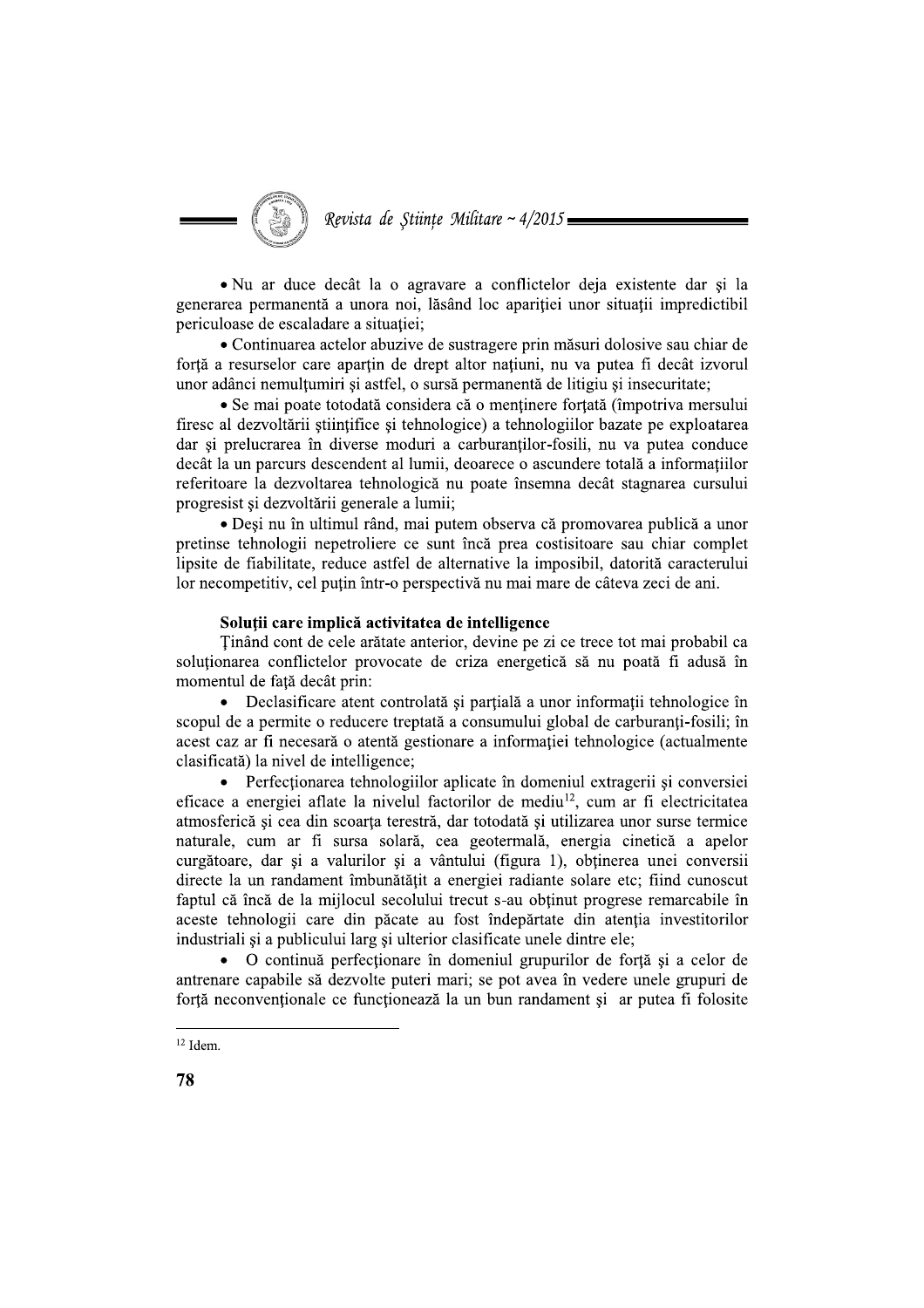• Nu ar duce decât la o agravare a conflictelor deja existente dar şi la generarea permanentă a unora noi, lăsând loc apariţiei unor situaţii impredictibil periculoase de escaladare a situaţiei;

• Continuarea actelor abuzive de sustragere prin măsuri dolosive sau chiar de forţă a resurselor care aparţin de drept altor naţiuni, nu va putea fi decât izvorul unor adânci nemulţumiri şi astfel, o sursă permanentă de litigiu şi insecuritate;

• Se mai poate totodată considera că o menţinere forţată (împotriva mersului firesc al dezvoltării ştiinţifice şi tehnologice) a tehnologiilor bazate pe exploatarea dar şi prelucrarea în diverse moduri a carburanţilor-fosili, nu va putea conduce decât la un parcurs descendent al lumii, deoarece o ascundere totală a informaţiilor referitoare la dezvoltarea tehnologică nu poate însemna decât stagnarea cursului progresist şi dezvoltării generale a lumii;

• Deşi nu în ultimul rând, mai putem observa că promovarea publică a unor pretinse tehnologii nepetroliere ce sunt încă prea costisitoare sau chiar complet lipsite de fiabilitate, reduce astfel de alternative la imposibil, datorită caracterului lor necompetitiv, cel puţin într-o perspectivă nu mai mare de câteva zeci de ani.

**Soluţii care implică activitatea de intelligence**

Ţinând cont de cele arătate anterior, devine pe zi ce trece tot mai probabil ca soluţionarea conflictelor provocate de criza energetică să nu poată fi adusă în momentul de faţă decât prin:

- Declasificare atent controlată şi parţială a unor informaţii tehnologice în scopul de a permite o reducere treptată a consumului global de carburanţi-fosili; în acest caz ar fi necesară o atentă gestionare a informaţiei tehnologice (actualmente clasificată) la nivel de intelligence;
- Perfecţionarea tehnologiilor aplicate în domeniul extragerii şi conversiei eficace a energiei aflate la nivelul factorilor de mediu[12], cum ar fi electricitatea atmosferică şi cea din scoarţa terestră, dar totodată şi utilizarea unor surse termice naturale, cum ar fi sursa solară, cea geotermală, energia cinetică a apelor curgătoare, dar şi a valurilor şi a vântului (figura 1), obţinerea unei conversii directe la un randament îmbunătăţit a energiei radiante solare etc; fiind cunoscut faptul că încă de la mijlocul secolului trecut s-au obţinut progrese remarcabile în aceste tehnologii care din păcate au fost îndepărtate din atenţia investitorilor industriali şi a publicului larg şi ulterior clasificate unele dintre ele;
- O continuă perfecţionare în domeniul grupurilor de forţă şi a celor de antrenare capabile să dezvolte puteri mari; se pot avea în vedere unele grupuri de forţă neconvenţionale ce funcţionează la un bun randament şi ar putea fi folosite

[12] Idem.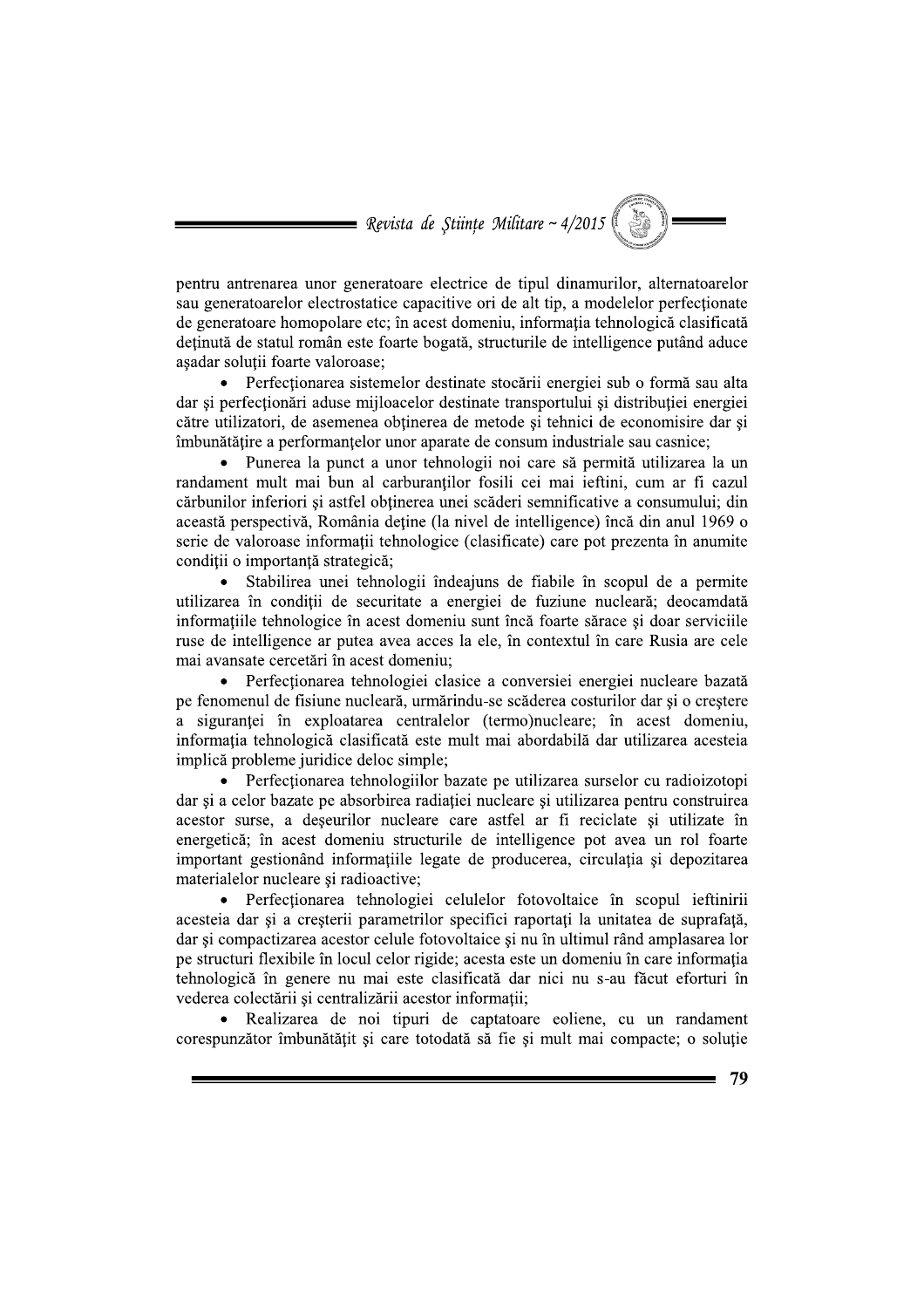pentru antrenarea unor generatoare electrice de tipul dinamurilor, alternatoarelor sau generatoarelor electrostatice capacitive ori de alt tip, a modelelor perfecţionate de generatoare homopolare etc; în acest domeniu, informaţia tehnologică clasificată deţinută de statul român este foarte bogată, structurile de intelligence putând aduce aşadar soluţii foarte valoroase;

- Perfecţionarea sistemelor destinate stocării energiei sub o formă sau alta dar şi perfecţionări aduse mijloacelor destinate transportului şi distribuţiei energiei către utilizatori, de asemenea obţinerea de metode şi tehnici de economisire dar şi îmbunătăţire a performanţelor unor aparate de consum industriale sau casnice;
- Punerea la punct a unor tehnologii noi care să permită utilizarea la un randament mult mai bun al carburanţilor fosili cei mai ieftini, cum ar fi cazul cărbunilor inferiori şi astfel obţinerea unei scăderi semnificative a consumului; din această perspectivă, România deţine (la nivel de intelligence) încă din anul 1969 o serie de valoroase informaţii tehnologice (clasificate) care pot prezenta în anumite condiţii o importanţă strategică;
- Stabilirea unei tehnologii îndeajuns de fiabile în scopul de a permite utilizarea în condiţii de securitate a energiei de fuziune nucleară; deocamdată informaţiile tehnologice în acest domeniu sunt încă foarte sărace şi doar serviciile ruse de intelligence ar putea avea acces la ele, în contextul în care Rusia are cele mai avansate cercetări în acest domeniu;
- Perfecţionarea tehnologiei clasice a conversiei energiei nucleare bazată pe fenomenul de fisiune nucleară, urmărindu-se scăderea costurilor dar şi o creştere a siguranţei în exploatarea centralelor (termo)nucleare; în acest domeniu, informaţia tehnologică clasificată este mult mai abordabilă dar utilizarea acesteia implică probleme juridice deloc simple;
- Perfecţionarea tehnologiilor bazate pe utilizarea surselor cu radioizotopi dar şi a celor bazate pe absorbirea radiaţiei nucleare şi utilizarea pentru construirea acestor surse, a deşeurilor nucleare care astfel ar fi reciclate şi utilizate în energetică; în acest domeniu structurile de intelligence pot avea un rol foarte important gestionând informaţiile legate de producerea, circulaţia şi depozitarea materialelor nucleare şi radioactive;
- Perfecţionarea tehnologiei celulelor fotovoltaice în scopul ieftinirii acesteia dar şi a creşterii parametrilor specifici raportaţi la unitatea de suprafaţă, dar şi compactizarea acestor celule fotovoltaice şi nu în ultimul rând amplasarea lor pe structuri flexibile în locul celor rigide; acesta este un domeniu în care informaţia tehnologică în genere nu mai este clasificată dar nici nu s-au făcut eforturi în vederea colectării şi centralizării acestor informaţii;
- Realizarea de noi tipuri de captatoare eoliene, cu un randament corespunzător îmbunătăţit şi care totodată să fie şi mult mai compacte; o soluţie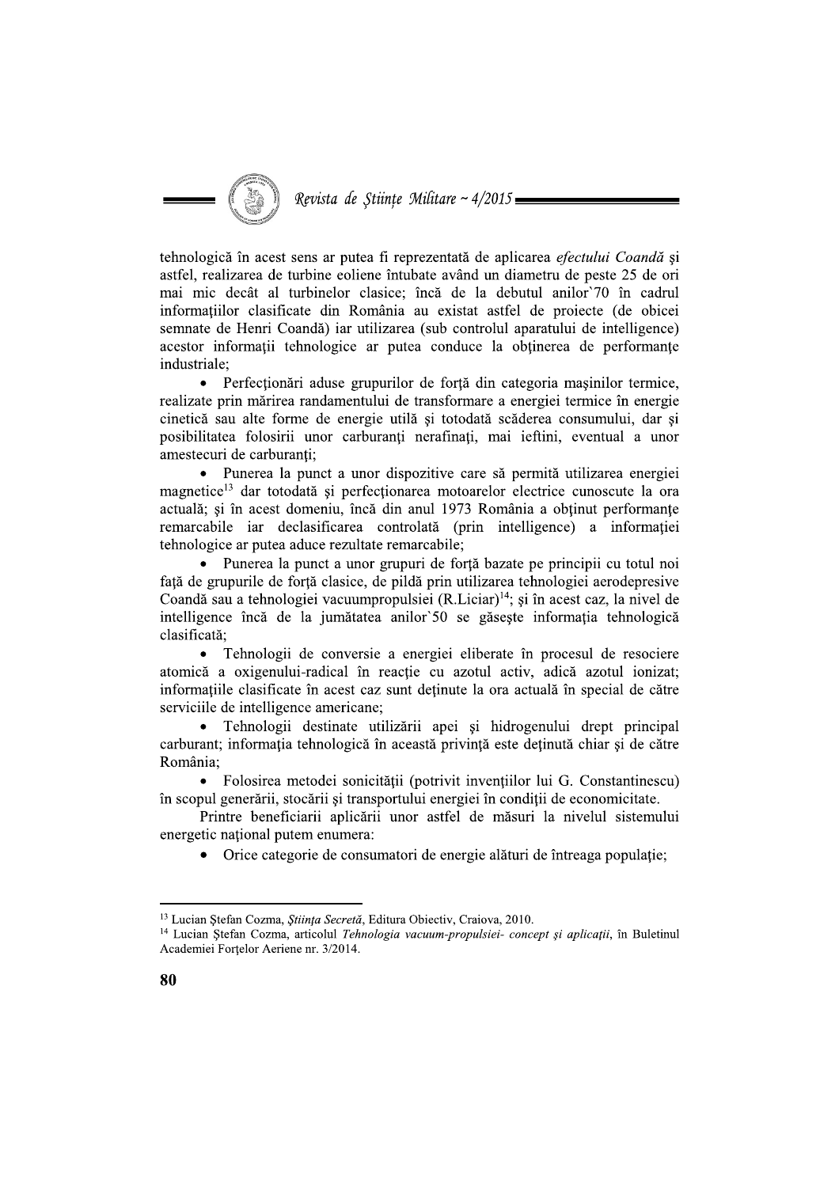tehnologică în acest sens ar putea fi reprezentată de aplicarea *efectului Coandă* şi astfel, realizarea de turbine eoliene întubate având un diametru de peste 25 de ori mai mic decât al turbinelor clasice; încă de la debutul anilor`70 în cadrul informaţiilor clasificate din România au existat astfel de proiecte (de obicei semnate de Henri Coandă) iar utilizarea (sub controlul aparatului de intelligence) acestor informaţii tehnologice ar putea conduce la obţinerea de performanţe industriale;

- Perfecţionări aduse grupurilor de forţă din categoria maşinilor termice, realizate prin mărirea randamentului de transformare a energiei termice în energie cinetică sau alte forme de energie utilă şi totodată scăderea consumului, dar şi posibilitatea folosirii unor carburanţi nerafinaţi, mai ieftini, eventual a unor amestecuri de carburanţi;
- Punerea la punct a unor dispozitive care să permită utilizarea energiei magnetice[13] dar totodată şi perfecţionarea motoarelor electrice cunoscute la ora actuală; şi în acest domeniu, încă din anul 1973 România a obţinut performanţe remarcabile iar declasificarea controlată (prin intelligence) a informaţiei tehnologice ar putea aduce rezultate remarcabile;
- Punerea la punct a unor grupuri de forţă bazate pe principii cu totul noi faţă de grupurile de forţă clasice, de pildă prin utilizarea tehnologiei aerodepresive Coandă sau a tehnologiei vacuumpropulsiei (R.Liciar)[14]; şi în acest caz, la nivel de intelligence încă de la jumătatea anilor`50 se găseşte informaţia tehnologică clasificată;
- Tehnologii de conversie a energiei eliberate în procesul de resociere atomică a oxigenului-radical în reacţie cu azotul activ, adică azotul ionizat; informaţiile clasificate în acest caz sunt deţinute la ora actuală în special de către serviciile de intelligence americane;
- Tehnologii destinate utilizării apei şi hidrogenului drept principal carburant; informaţia tehnologică în această privinţă este deţinută chiar şi de către România;
- Folosirea metodei sonicităţii (potrivit invenţiilor lui G. Constantinescu) în scopul generării, stocării şi transportului energiei în condiţii de economicitate.

Printre beneficiarii aplicării unor astfel de măsuri la nivelul sistemului energetic naţional putem enumera:

- Orice categorie de consumatori de energie alături de întreaga populaţie;

---

[13] Lucian Ştefan Cozma, *Ştiinţa Secretă*, Editura Obiectiv, Craiova, 2010.

[14] Lucian Ştefan Cozma, articolul *Tehnologia vacuum-propulsiei- concept şi aplicaţii*, în Buletinul Academiei Forţelor Aeriene nr. 3/2014.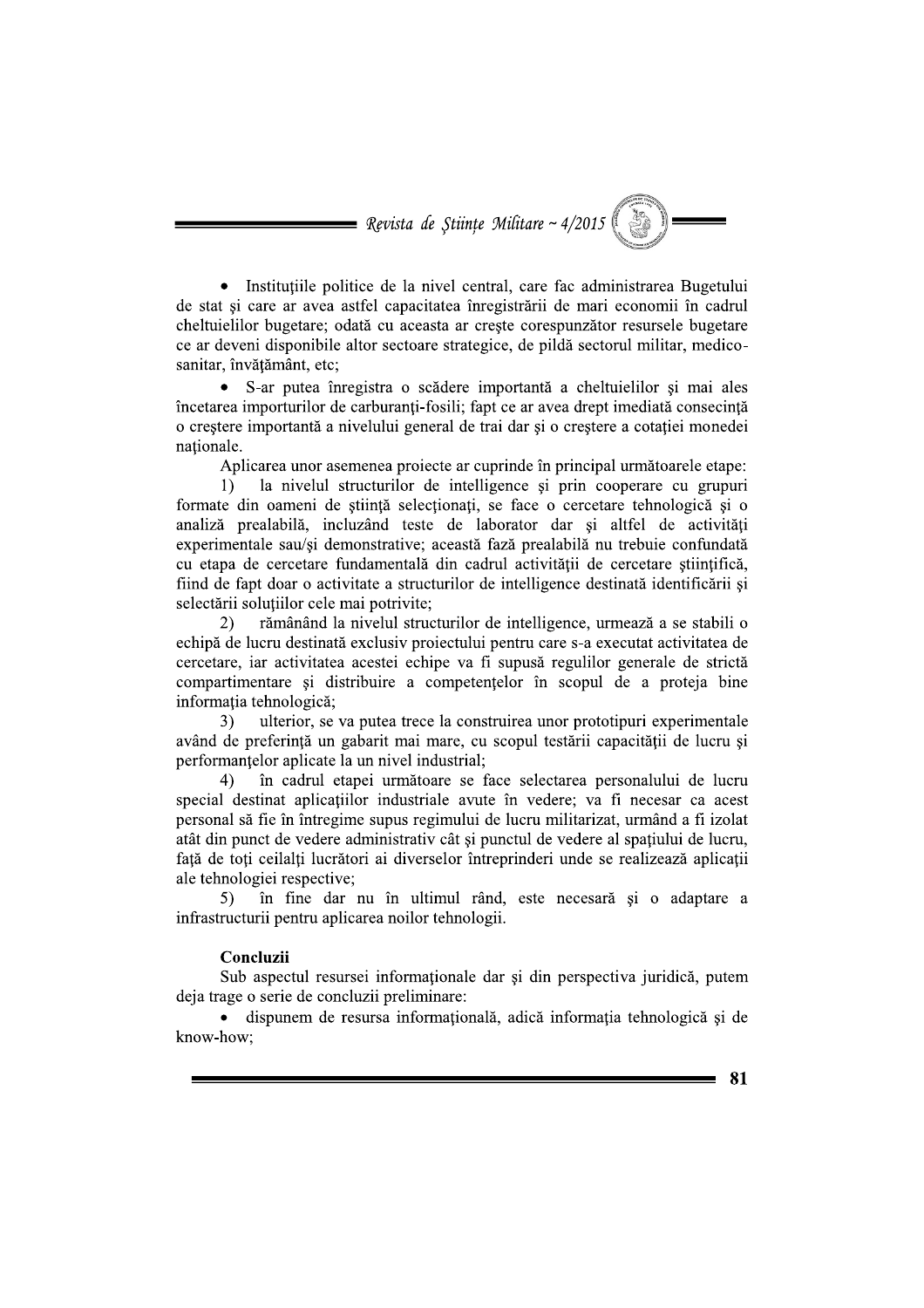- Instituţiile politice de la nivel central, care fac administrarea Bugetului de stat şi care ar avea astfel capacitatea înregistrării de mari economii în cadrul cheltuielilor bugetare; odată cu aceasta ar creşte corespunzător resursele bugetare ce ar deveni disponibile altor sectoare strategice, de pildă sectorul militar, medico-sanitar, învăţământ, etc;
- S-ar putea înregistra o scădere importantă a cheltuielilor şi mai ales încetarea importurilor de carburanţi-fosili; fapt ce ar avea drept imediată consecinţă o creştere importantă a nivelului general de trai dar şi o creştere a cotaţiei monedei naţionale.

Aplicarea unor asemenea proiecte ar cuprinde în principal următoarele etape:

1) la nivelul structurilor de intelligence şi prin cooperare cu grupuri formate din oameni de ştiinţă selecţionaţi, se face o cercetare tehnologică şi o analiză prealabilă, incluzând teste de laborator dar şi altfel de activităţi experimentale sau/şi demonstrative; această fază prealabilă nu trebuie confundată cu etapa de cercetare fundamentală din cadrul activităţii de cercetare ştiinţifică, fiind de fapt doar o activitate a structurilor de intelligence destinată identificării şi selectării soluţiilor cele mai potrivite;
2) rămânând la nivelul structurilor de intelligence, urmează a se stabili o echipă de lucru destinată exclusiv proiectului pentru care s-a executat activitatea de cercetare, iar activitatea acestei echipe va fi supusă regulilor generale de strictă compartimentare şi distribuire a competenţelor în scopul de a proteja bine informaţia tehnologică;
3) ulterior, se va putea trece la construirea unor prototipuri experimentale având de preferinţă un gabarit mai mare, cu scopul testării capacităţii de lucru şi performanţelor aplicate la un nivel industrial;
4) în cadrul etapei următoare se face selectarea personalului de lucru special destinat aplicaţiilor industriale avute în vedere; va fi necesar ca acest personal să fie în întregime supus regimului de lucru militarizat, urmând a fi izolat atât din punct de vedere administrativ cât şi punctul de vedere al spaţiului de lucru, faţă de toţi ceilalţi lucrători ai diverselor întreprinderi unde se realizează aplicaţii ale tehnologiei respective;
5) în fine dar nu în ultimul rând, este necesară şi o adaptare a infrastructurii pentru aplicarea noilor tehnologii.

**Concluzii**

Sub aspectul resursei informaţionale dar şi din perspectiva juridică, putem deja trage o serie de concluzii preliminare:

- dispunem de resursa informaţională, adică informaţia tehnologică şi de know-how;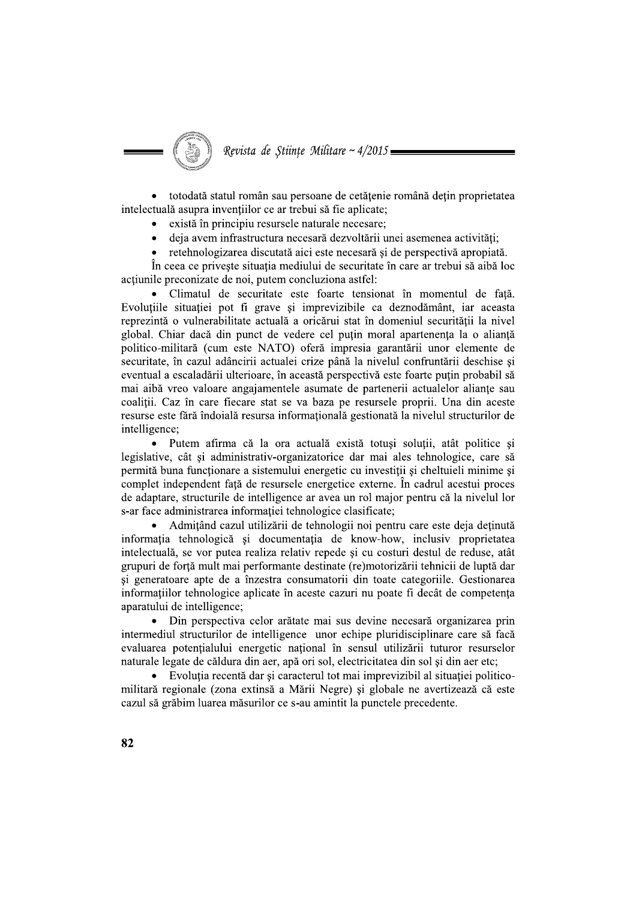- totodată statul român sau persoane de cetățenie română dețin proprietatea intelectuală asupra invențiilor ce ar trebui să fie aplicate;
- există în principiu resursele naturale necesare;
- deja avem infrastructura necesară dezvoltării unei asemenea activități;
- retehnologizarea discutată aici este necesară și de perspectivă apropiată.

În ceea ce privește situația mediului de securitate în care ar trebui să aibă loc acțiunile preconizate de noi, putem concluziona astfel:

- Climatul de securitate este foarte tensionat în momentul de față. Evoluțiile situației pot fi grave și imprevizibile ca deznodământ, iar aceasta reprezintă o vulnerabilitate actuală a oricărui stat în domeniul securității la nivel global. Chiar dacă din punct de vedere cel puțin moral apartenența la o alianță politico-militară (cum este NATO) oferă impresia garantării unor elemente de securitate, în cazul adâncirii actualei crize până la nivelul confruntării deschise și eventual a escaladării ulterioare, în această perspectivă este foarte puțin probabil să mai aibă vreo valoare angajamentele asumate de partenerii actualelor alianțe sau coaliții. Caz în care fiecare stat se va baza pe resursele proprii. Una din aceste resurse este fără îndoială resursa informațională gestionată la nivelul structurilor de intelligence;
- Putem afirma că la ora actuală există totuși soluții, atât politice și legislative, cât și administrativ-organizatorice dar mai ales tehnologice, care să permită buna funcționare a sistemului energetic cu investiții și cheltuieli minime și complet independent față de resursele energetice externe. În cadrul acestui proces de adaptare, structurile de intelligence ar avea un rol major pentru că la nivelul lor s-ar face administrarea informației tehnologice clasificate;
- Admițând cazul utilizării de tehnologii noi pentru care este deja deținută informația tehnologică și documentația de know-how, inclusiv proprietatea intelectuală, se vor putea realiza relativ repede și cu costuri destul de reduse, atât grupuri de forță mult mai performante destinate (re)motorizării tehnicii de luptă dar și generatoare apte de a înzestra consumatorii din toate categoriile. Gestionarea informațiilor tehnologice aplicate în aceste cazuri nu poate fi decât de competența aparatului de intelligence;
- Din perspectiva celor arătate mai sus devine necesară organizarea prin intermediul structurilor de intelligence unor echipe pluridisciplinare care să facă evaluarea potențialului energetic național în sensul utilizării tuturor resurselor naturale legate de căldura din aer, apă ori sol, electricitatea din sol și din aer etc;
- Evoluția recentă dar și caracterul tot mai imprevizibil al situației politico-militară regionale (zona extinsă a Mării Negre) și globale ne avertizează că este cazul să grăbim luarea măsurilor ce s-au amintit la punctele precedente.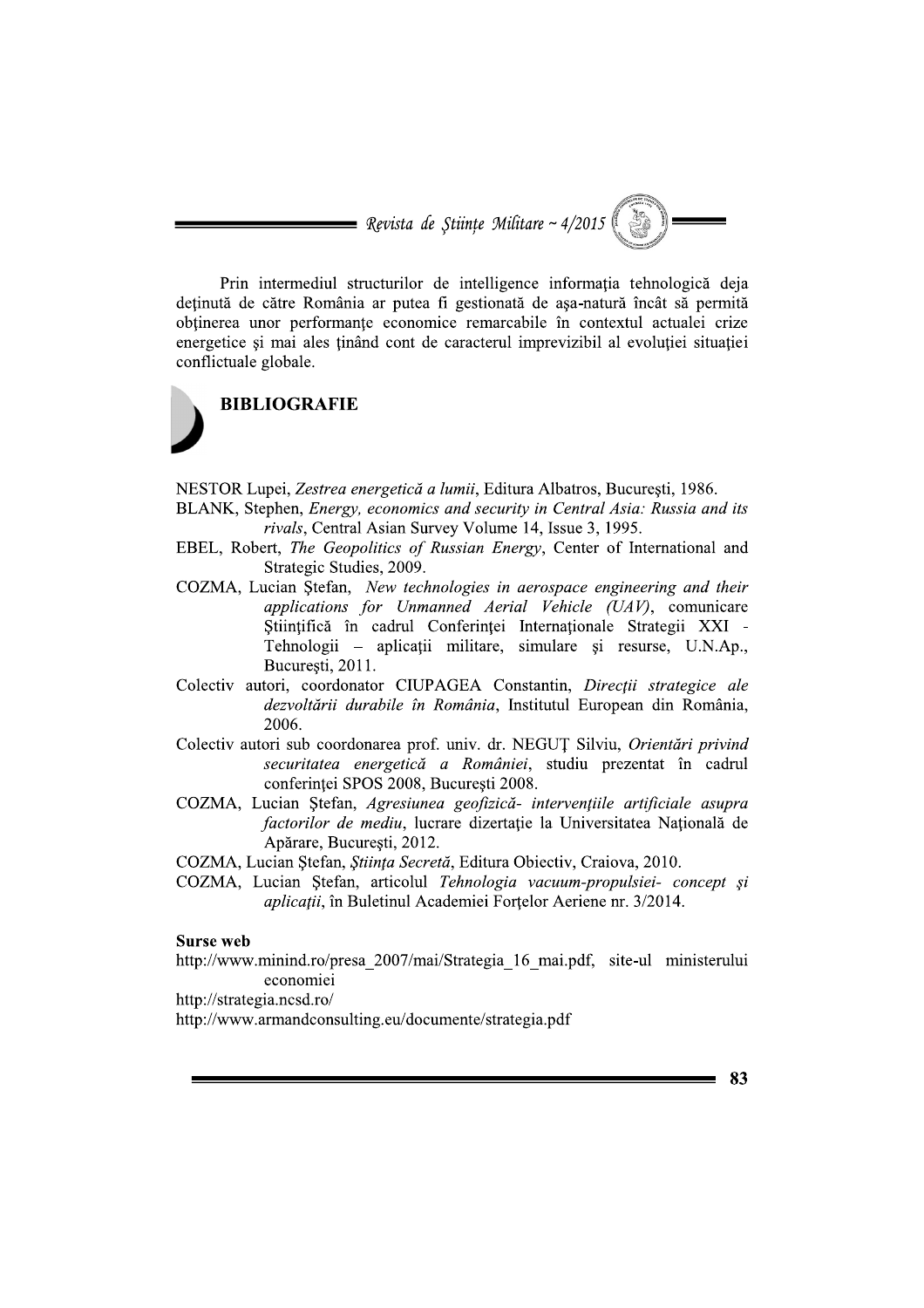Prin intermediul structurilor de intelligence informaţia tehnologică deja deţinută de către România ar putea fi gestionată de aşa-natură încât să permită obţinerea unor performanţe economice remarcabile în contextul actualei crize energetice şi mai ales ţinând cont de caracterul imprevizibil al evoluţiei situaţiei conflictuale globale.

## BIBLIOGRAFIE

NESTOR Lupei, *Zestrea energetică a lumii*, Editura Albatros, Bucureşti, 1986.

BLANK, Stephen, *Energy, economics and security in Central Asia: Russia and its rivals*, Central Asian Survey Volume 14, Issue 3, 1995.

EBEL, Robert, *The Geopolitics of Russian Energy*, Center of International and Strategic Studies, 2009.

COZMA, Lucian Ştefan, *New technologies in aerospace engineering and their applications for Unmanned Aerial Vehicle (UAV)*, comunicare Ştiinţifică în cadrul Conferinţei Internaţionale Strategii XXI - Tehnologii – aplicaţii militare, simulare şi resurse, U.N.Ap., Bucureşti, 2011.

Colectiv autori, coordonator CIUPAGEA Constantin, *Direcţii strategice ale dezvoltării durabile în România*, Institutul European din România, 2006.

Colectiv autori sub coordonarea prof. univ. dr. NEGUŢ Silviu, *Orientări privind securitatea energetică a României*, studiu prezentat în cadrul conferinţei SPOS 2008, Bucureşti 2008.

COZMA, Lucian Ştefan, *Agresiunea geofizică- intervenţiile artificiale asupra factorilor de mediu*, lucrare dizertaţie la Universitatea Naţională de Apărare, Bucureşti, 2012.

COZMA, Lucian Ştefan, *Ştiinţa Secretă*, Editura Obiectiv, Craiova, 2010.

COZMA, Lucian Ştefan, articolul *Tehnologia vacuum-propulsiei- concept şi aplicaţii*, în Buletinul Academiei Forţelor Aeriene nr. 3/2014.

**Surse web**

http://www.minind.ro/presa_2007/mai/Strategia_16_mai.pdf, site-ul ministerului economiei

http://strategia.ncsd.ro/

http://www.armandconsulting.eu/documente/strategia.pdf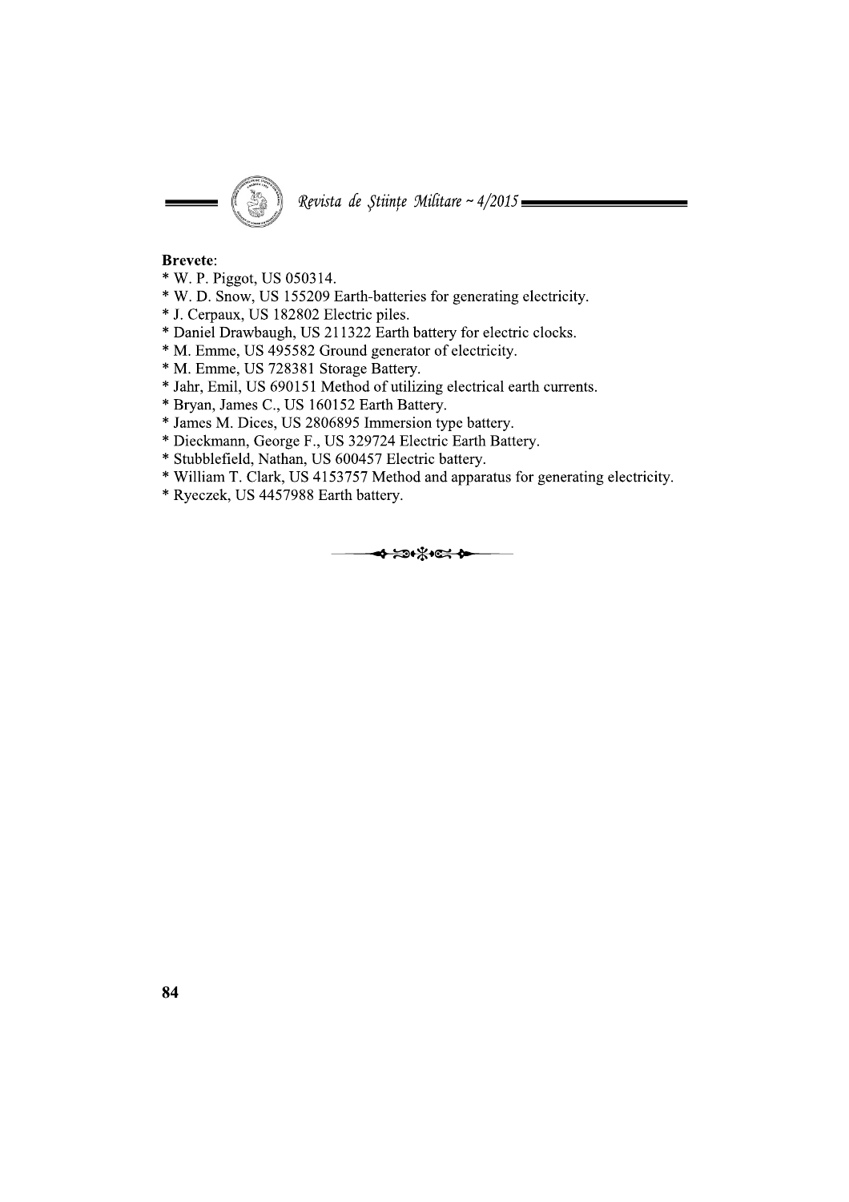**Brevete**:

* W. P. Piggot, US 050314.
* W. D. Snow, US 155209 Earth-batteries for generating electricity.
* J. Cerpaux, US 182802 Electric piles.
* Daniel Drawbaugh, US 211322 Earth battery for electric clocks.
* M. Emme, US 495582 Ground generator of electricity.
* M. Emme, US 728381 Storage Battery.
* Jahr, Emil, US 690151 Method of utilizing electrical earth currents.
* Bryan, James C., US 160152 Earth Battery.
* James M. Dices, US 2806895 Immersion type battery.
* Dieckmann, George F., US 329724 Electric Earth Battery.
* Stubblefield, Nathan, US 600457 Electric battery.
* William T. Clark, US 4153757 Method and apparatus for generating electricity.
* Ryeczek, US 4457988 Earth battery.